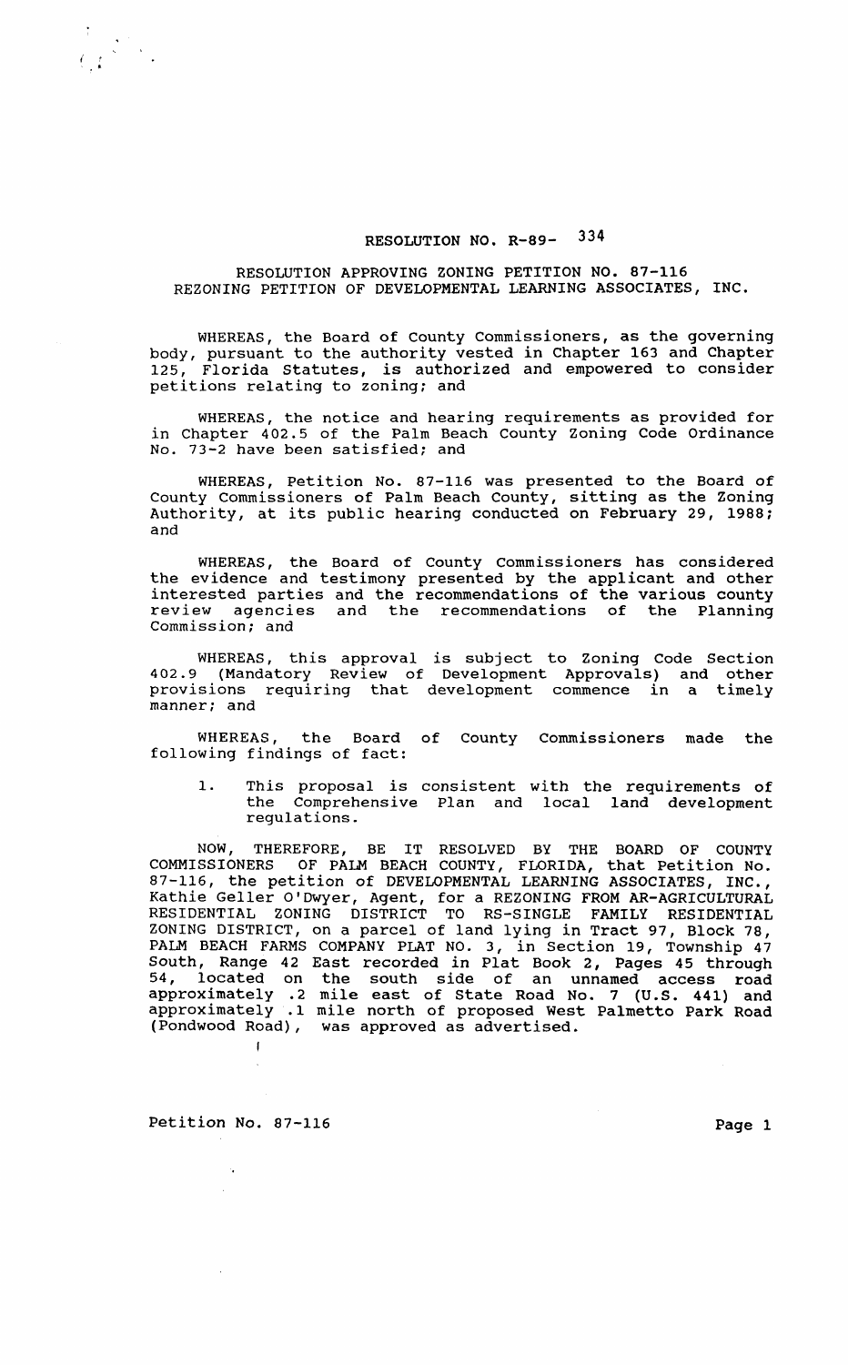# RESOLUTION NO. R-89- 334

## RESOLUTION APPROVING ZONING PETITION NO. 87-116
## REZONING PETITION OF DEVELOPMENTAL LEARNING ASSOCIATES, INC.

WHEREAS, the Board of County Commissioners, as the governing body, pursuant to the authority vested in Chapter 163 and Chapter 125, Florida Statutes, is authorized and empowered to consider petitions relating to zoning; and

WHEREAS, the notice and hearing requirements as provided for in Chapter 402.5 of the Palm Beach County Zoning Code Ordinance No. 73-2 have been satisfied; and

WHEREAS, Petition No. 87-116 was presented to the Board of County Commissioners of Palm Beach County, sitting as the Zoning Authority, at its public hearing conducted on February 29, 1988; and

WHEREAS, the Board of County Commissioners has considered the evidence and testimony presented by the applicant and other interested parties and the recommendations of the various county review agencies and the recommendations of the Planning Commission; and

WHEREAS, this approval is subject to Zoning Code Section 402.9 (Mandatory Review of Development Approvals) and other provisions requiring that development commence in a timely manner; and

WHEREAS, the Board of County Commissioners made the following findings of fact:

1. This proposal is consistent with the requirements of the Comprehensive Plan and local land development regulations.

NOW, THEREFORE, BE IT RESOLVED BY THE BOARD OF COUNTY COMMISSIONERS OF PALM BEACH COUNTY, FLORIDA, that Petition No. 87-116, the petition of DEVELOPMENTAL LEARNING ASSOCIATES, INC., Kathie Geller O'Dwyer, Agent, for a REZONING FROM AR-AGRICULTURAL RESIDENTIAL ZONING DISTRICT TO RS-SINGLE FAMILY RESIDENTIAL ZONING DISTRICT, on a parcel of land lying in Tract 97, Block 78, PALM BEACH FARMS COMPANY PLAT NO. 3, in Section 19, Township 47 South, Range 42 East recorded in Plat Book 2, Pages 45 through 54, located on the south side of an unnamed access road approximately .2 mile east of State Road No. 7 (U.S. 441) and approximately .1 mile north of proposed West Palmetto Park Road (Pondwood Road), was approved as advertised.

Petition No. 87-116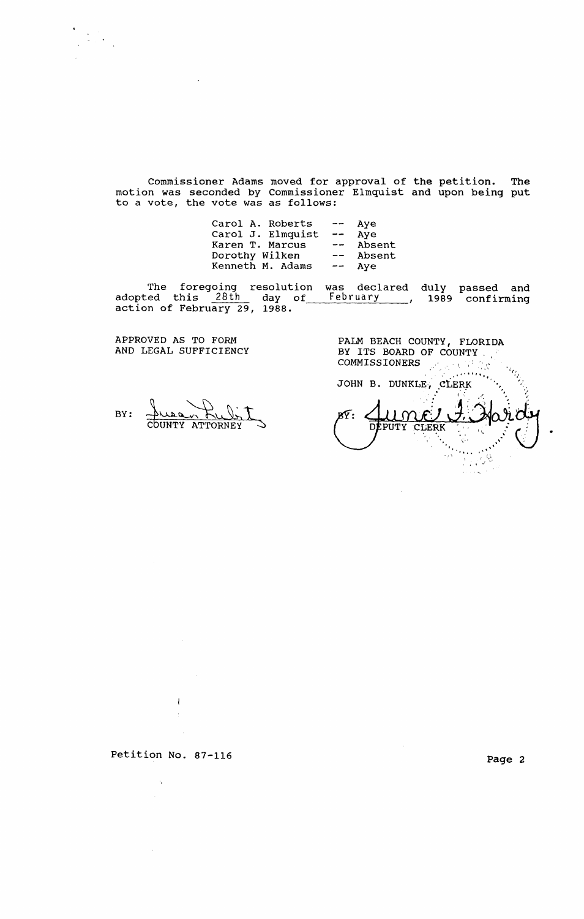Commissioner Adams moved for approval of the petition. The motion was seconded by Commissioner Elmquist and upon being put to a vote, the vote was as follows:

| | | |
|---|---|---|
| Carol A. Roberts | -- | Aye |
| Carol J. Elmquist | -- | Aye |
| Karen T. Marcus | -- | Absent |
| Dorothy Wilken | -- | Absent |
| Kenneth M. Adams | -- | Aye |

The foregoing resolution was declared duly passed and adopted this 28th day of February, 1989 confirming action of February 29, 1988.

APPROVED AS TO FORM AND LEGAL SUFFICIENCY

BY: COUNTY ATTORNEY

PALM BEACH COUNTY, FLORIDA BY ITS BOARD OF COUNTY COMMISSIONERS

JOHN B. DUNKLE, CLERK

BY: DEPUTY CLERK

Petition No. 87-116